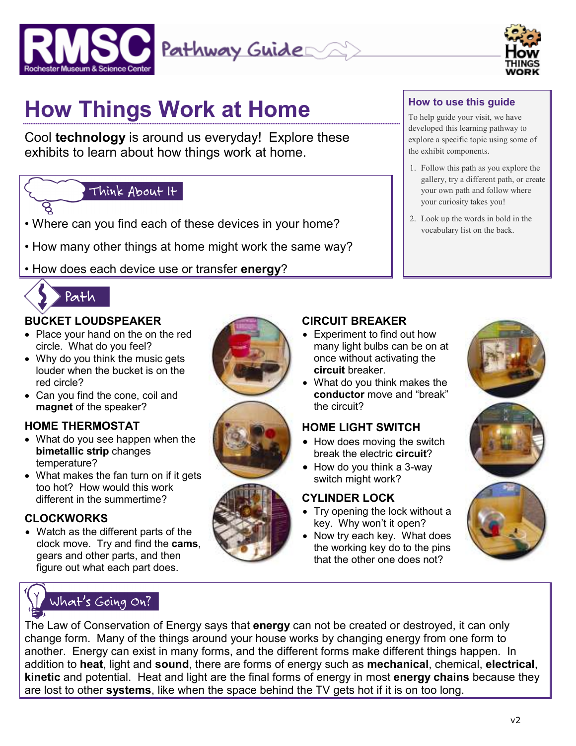RMSC Rochester Museum & Science Center Pathway Guide

How THINGS WORK

# How Things Work at Home

Cool **technology** is around us everyday! Explore these exhibits to learn about how things work at home.

### How to use this guide

To help guide your visit, we have developed this learning pathway to explore a specific topic using some of the exhibit components.

1. Follow this path as you explore the gallery, try a different path, or create your own path and follow where your curiosity takes you!
2. Look up the words in bold in the vocabulary list on the back.

## Think About It

- Where can you find each of these devices in your home?
- How many other things at home might work the same way?
- How does each device use or transfer **energy**?

## Path

### BUCKET LOUDSPEAKER

- Place your hand on the on the red circle. What do you feel?
- Why do you think the music gets louder when the bucket is on the red circle?
- Can you find the cone, coil and **magnet** of the speaker?

### HOME THERMOSTAT

- What do you see happen when the **bimetallic strip** changes temperature?
- What makes the fan turn on if it gets too hot? How would this work different in the summertime?

### CLOCKWORKS

- Watch as the different parts of the clock move. Try and find the **cams**, gears and other parts, and then figure out what each part does.

### CIRCUIT BREAKER

- Experiment to find out how many light bulbs can be on at once without activating the **circuit** breaker.
- What do you think makes the **conductor** move and "break" the circuit?

### HOME LIGHT SWITCH

- How does moving the switch break the electric **circuit**?
- How do you think a 3-way switch might work?

### CYLINDER LOCK

- Try opening the lock without a key. Why won't it open?
- Now try each key. What does the working key do to the pins that the other one does not?

## What's Going On?

The Law of Conservation of Energy says that **energy** can not be created or destroyed, it can only change form. Many of the things around your house works by changing energy from one form to another. Energy can exist in many forms, and the different forms make different things happen. In addition to **heat**, light and **sound**, there are forms of energy such as **mechanical**, chemical, **electrical**, **kinetic** and potential. Heat and light are the final forms of energy in most **energy chains** because they are lost to other **systems**, like when the space behind the TV gets hot if it is on too long.

v2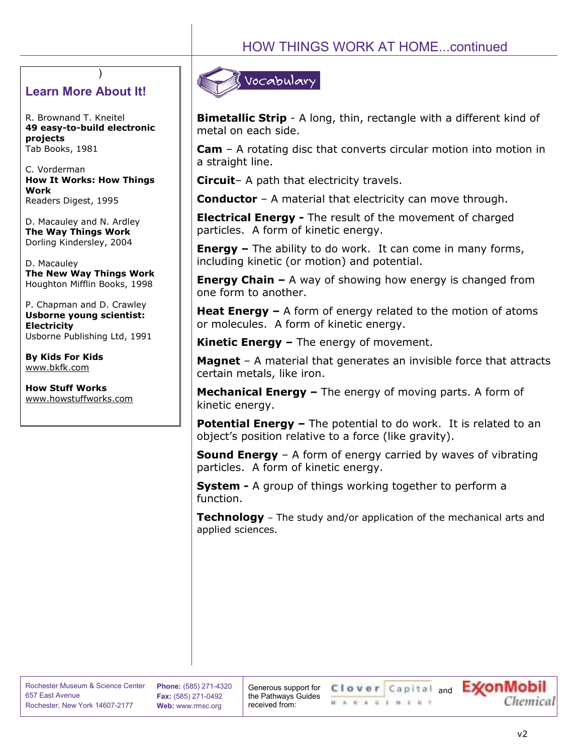# HOW THINGS WORK AT HOME...continued

## Learn More About It!

R. Brownand T. Kneitel
**49 easy-to-build electronic projects**
Tab Books, 1981

C. Vorderman
**How It Works: How Things Work**
Readers Digest, 1995

D. Macauley and N. Ardley
**The Way Things Work**
Dorling Kindersley, 2004

D. Macauley
**The New Way Things Work**
Houghton Mifflin Books, 1998

P. Chapman and D. Crawley
**Usborne young scientist: Electricity**
Usborne Publishing Ltd, 1991

**By Kids For Kids**
www.bkfk.com

**How Stuff Works**
www.howstuffworks.com

## Vocabulary

**Bimetallic Strip** - A long, thin, rectangle with a different kind of metal on each side.

**Cam** – A rotating disc that converts circular motion into motion in a straight line.

**Circuit**– A path that electricity travels.

**Conductor** – A material that electricity can move through.

**Electrical Energy -** The result of the movement of charged particles. A form of kinetic energy.

**Energy –** The ability to do work. It can come in many forms, including kinetic (or motion) and potential.

**Energy Chain –** A way of showing how energy is changed from one form to another.

**Heat Energy –** A form of energy related to the motion of atoms or molecules. A form of kinetic energy.

**Kinetic Energy –** The energy of movement.

**Magnet** – A material that generates an invisible force that attracts certain metals, like iron.

**Mechanical Energy –** The energy of moving parts. A form of kinetic energy.

**Potential Energy –** The potential to do work. It is related to an object's position relative to a force (like gravity).

**Sound Energy** – A form of energy carried by waves of vibrating particles. A form of kinetic energy.

**System -** A group of things working together to perform a function.

**Technology** – The study and/or application of the mechanical arts and applied sciences.

Rochester Museum & Science Center
657 East Avenue
Rochester, New York 14607-2177

**Phone:** (585) 271-4320
**Fax:** (585) 271-0492
**Web:** www.rmsc.org

Generous support for the Pathways Guides received from: Clover Capital Management and ExxonMobil Chemical